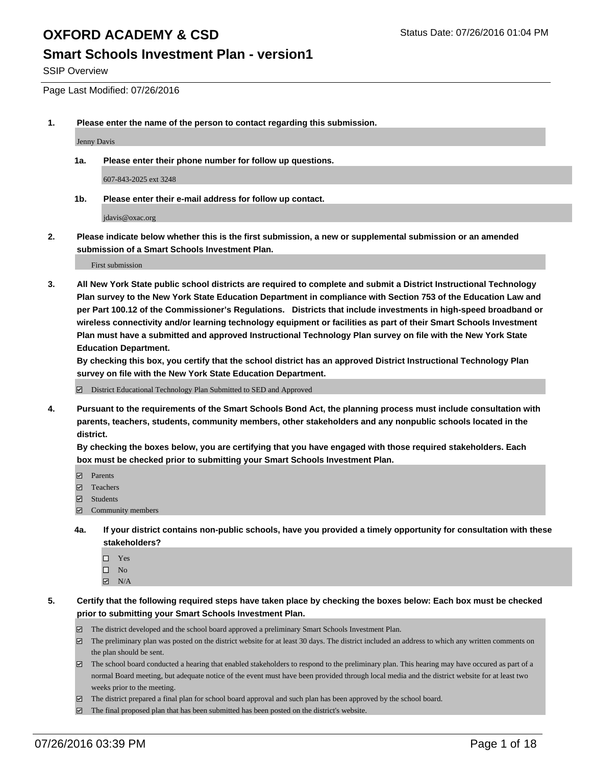# OXFORD ACADEMY & CSD

Status Date: 07/26/2016 01:04 PM

## Smart Schools Investment Plan - version1

SSIP Overview

Page Last Modified: 07/26/2016

**1. Please enter the name of the person to contact regarding this submission.**

Jenny Davis

**1a. Please enter their phone number for follow up questions.**

607-843-2025 ext 3248

**1b. Please enter their e-mail address for follow up contact.**

jdavis@oxac.org

**2. Please indicate below whether this is the first submission, a new or supplemental submission or an amended submission of a Smart Schools Investment Plan.**

First submission

**3. All New York State public school districts are required to complete and submit a District Instructional Technology Plan survey to the New York State Education Department in compliance with Section 753 of the Education Law and per Part 100.12 of the Commissioner's Regulations. Districts that include investments in high-speed broadband or wireless connectivity and/or learning technology equipment or facilities as part of their Smart Schools Investment Plan must have a submitted and approved Instructional Technology Plan survey on file with the New York State Education Department.**

**By checking this box, you certify that the school district has an approved District Instructional Technology Plan survey on file with the New York State Education Department.**

☑ District Educational Technology Plan Submitted to SED and Approved

**4. Pursuant to the requirements of the Smart Schools Bond Act, the planning process must include consultation with parents, teachers, students, community members, other stakeholders and any nonpublic schools located in the district.**

**By checking the boxes below, you are certifying that you have engaged with those required stakeholders. Each box must be checked prior to submitting your Smart Schools Investment Plan.**

☑ Parents
☑ Teachers
☑ Students
☑ Community members

**4a. If your district contains non-public schools, have you provided a timely opportunity for consultation with these stakeholders?**

☐ Yes
☐ No
☑ N/A

**5. Certify that the following required steps have taken place by checking the boxes below: Each box must be checked prior to submitting your Smart Schools Investment Plan.**

☑ The district developed and the school board approved a preliminary Smart Schools Investment Plan.
☑ The preliminary plan was posted on the district website for at least 30 days. The district included an address to which any written comments on the plan should be sent.
☑ The school board conducted a hearing that enabled stakeholders to respond to the preliminary plan. This hearing may have occured as part of a normal Board meeting, but adequate notice of the event must have been provided through local media and the district website for at least two weeks prior to the meeting.
☑ The district prepared a final plan for school board approval and such plan has been approved by the school board.
☑ The final proposed plan that has been submitted has been posted on the district's website.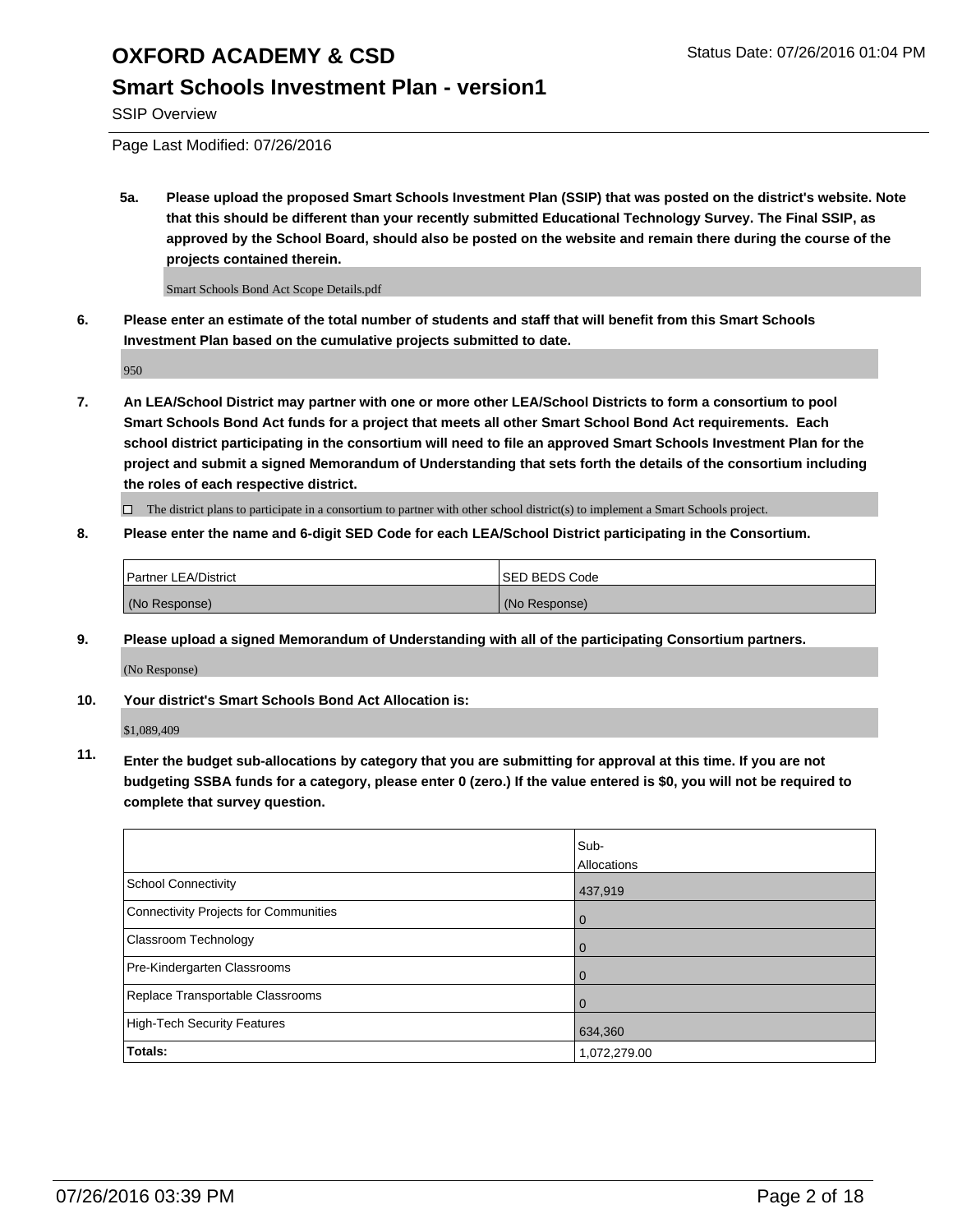# OXFORD ACADEMY & CSD

Status Date: 07/26/2016 01:04 PM

## Smart Schools Investment Plan - version1

SSIP Overview

Page Last Modified: 07/26/2016

**5a. Please upload the proposed Smart Schools Investment Plan (SSIP) that was posted on the district's website. Note that this should be different than your recently submitted Educational Technology Survey. The Final SSIP, as approved by the School Board, should also be posted on the website and remain there during the course of the projects contained therein.**

Smart Schools Bond Act Scope Details.pdf

**6. Please enter an estimate of the total number of students and staff that will benefit from this Smart Schools Investment Plan based on the cumulative projects submitted to date.**

950

**7. An LEA/School District may partner with one or more other LEA/School Districts to form a consortium to pool Smart Schools Bond Act funds for a project that meets all other Smart School Bond Act requirements. Each school district participating in the consortium will need to file an approved Smart Schools Investment Plan for the project and submit a signed Memorandum of Understanding that sets forth the details of the consortium including the roles of each respective district.**

☐ The district plans to participate in a consortium to partner with other school district(s) to implement a Smart Schools project.

**8. Please enter the name and 6-digit SED Code for each LEA/School District participating in the Consortium.**

| Partner LEA/District | SED BEDS Code |
|---|---|
| (No Response) | (No Response) |

**9. Please upload a signed Memorandum of Understanding with all of the participating Consortium partners.**

(No Response)

**10. Your district's Smart Schools Bond Act Allocation is:**

$1,089,409

**11. Enter the budget sub-allocations by category that you are submitting for approval at this time. If you are not budgeting SSBA funds for a category, please enter 0 (zero.) If the value entered is $0, you will not be required to complete that survey question.**

| | Sub-Allocations |
|---|---|
| School Connectivity | 437,919 |
| Connectivity Projects for Communities | 0 |
| Classroom Technology | 0 |
| Pre-Kindergarten Classrooms | 0 |
| Replace Transportable Classrooms | 0 |
| High-Tech Security Features | 634,360 |
| **Totals:** | 1,072,279.00 |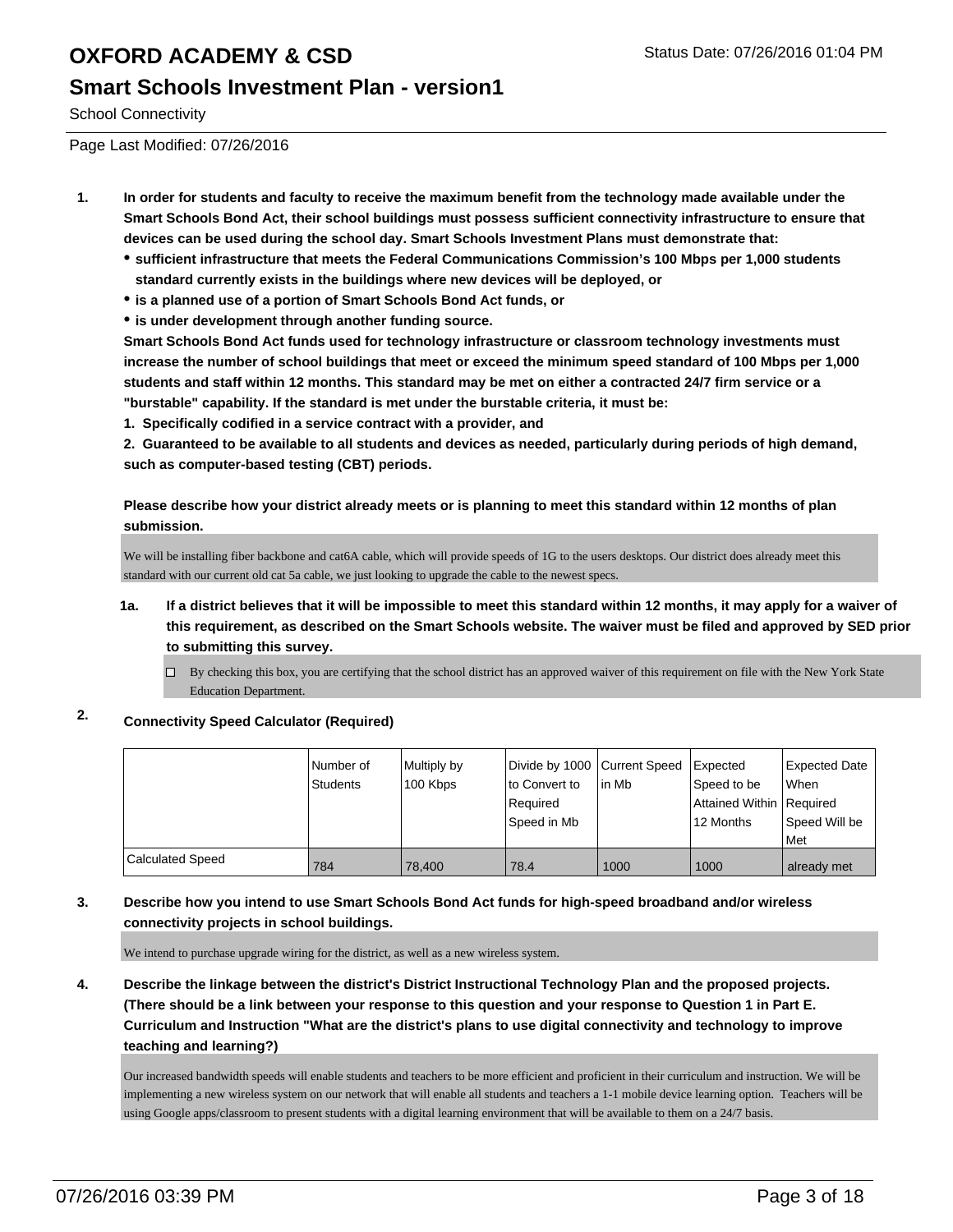# OXFORD ACADEMY & CSD

## Smart Schools Investment Plan - version1

School Connectivity

Page Last Modified: 07/26/2016

1. **In order for students and faculty to receive the maximum benefit from the technology made available under the Smart Schools Bond Act, their school buildings must possess sufficient connectivity infrastructure to ensure that devices can be used during the school day. Smart Schools Investment Plans must demonstrate that:**
   - **sufficient infrastructure that meets the Federal Communications Commission's 100 Mbps per 1,000 students standard currently exists in the buildings where new devices will be deployed, or**
   - **is a planned use of a portion of Smart Schools Bond Act funds, or**
   - **is under development through another funding source.**

   **Smart Schools Bond Act funds used for technology infrastructure or classroom technology investments must increase the number of school buildings that meet or exceed the minimum speed standard of 100 Mbps per 1,000 students and staff within 12 months. This standard may be met on either a contracted 24/7 firm service or a "burstable" capability. If the standard is met under the burstable criteria, it must be:**

   **1. Specifically codified in a service contract with a provider, and**

   **2. Guaranteed to be available to all students and devices as needed, particularly during periods of high demand, such as computer-based testing (CBT) periods.**

   **Please describe how your district already meets or is planning to meet this standard within 12 months of plan submission.**

   We will be installing fiber backbone and cat6A cable, which will provide speeds of 1G to the users desktops. Our district does already meet this standard with our current old cat 5a cable, we just looking to upgrade the cable to the newest specs.

   **1a. If a district believes that it will be impossible to meet this standard within 12 months, it may apply for a waiver of this requirement, as described on the Smart Schools website. The waiver must be filed and approved by SED prior to submitting this survey.**

   ☐ By checking this box, you are certifying that the school district has an approved waiver of this requirement on file with the New York State Education Department.

2. **Connectivity Speed Calculator (Required)**

| | Number of Students | Multiply by 100 Kbps | Divide by 1000 to Convert to Required Speed in Mb | Current Speed in Mb | Expected Speed to be Attained Within 12 Months | Expected Date When Required Speed Will be Met |
|---|---|---|---|---|---|---|
| Calculated Speed | 784 | 78,400 | 78.4 | 1000 | 1000 | already met |

3. **Describe how you intend to use Smart Schools Bond Act funds for high-speed broadband and/or wireless connectivity projects in school buildings.**

   We intend to purchase upgrade wiring for the district, as well as a new wireless system.

4. **Describe the linkage between the district's District Instructional Technology Plan and the proposed projects. (There should be a link between your response to this question and your response to Question 1 in Part E. Curriculum and Instruction "What are the district's plans to use digital connectivity and technology to improve teaching and learning?)**

   Our increased bandwidth speeds will enable students and teachers to be more efficient and proficient in their curriculum and instruction. We will be implementing a new wireless system on our network that will enable all students and teachers a 1-1 mobile device learning option. Teachers will be using Google apps/classroom to present students with a digital learning environment that will be available to them on a 24/7 basis.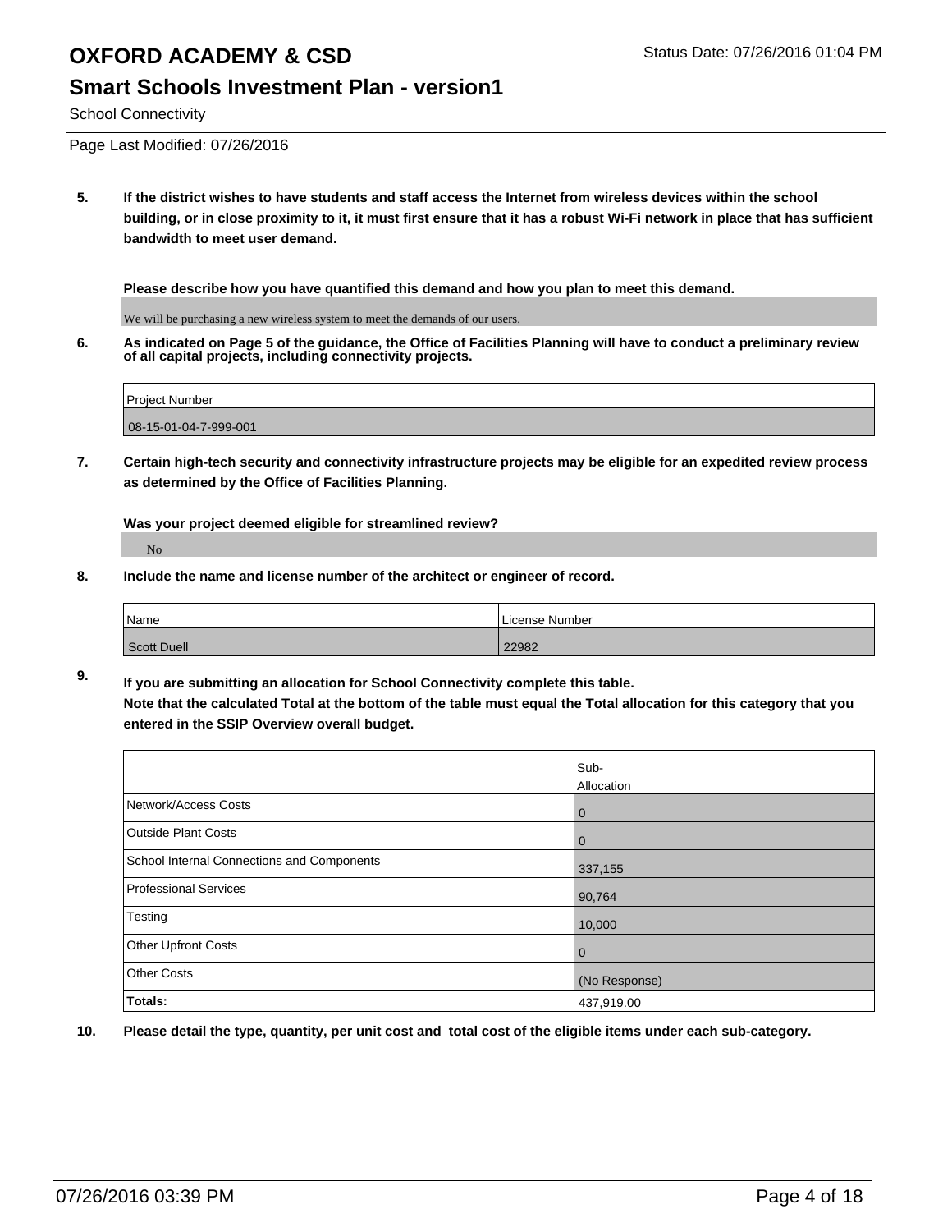# OXFORD ACADEMY & CSD

## Smart Schools Investment Plan - version1

School Connectivity

Page Last Modified: 07/26/2016

**5. If the district wishes to have students and staff access the Internet from wireless devices within the school building, or in close proximity to it, it must first ensure that it has a robust Wi-Fi network in place that has sufficient bandwidth to meet user demand.**

**Please describe how you have quantified this demand and how you plan to meet this demand.**

We will be purchasing a new wireless system to meet the demands of our users.

**6. As indicated on Page 5 of the guidance, the Office of Facilities Planning will have to conduct a preliminary review of all capital projects, including connectivity projects.**

| Project Number |
|---|
| 08-15-01-04-7-999-001 |

**7. Certain high-tech security and connectivity infrastructure projects may be eligible for an expedited review process as determined by the Office of Facilities Planning.**

**Was your project deemed eligible for streamlined review?**

No

**8. Include the name and license number of the architect or engineer of record.**

| Name | License Number |
|---|---|
| Scott Duell | 22982 |

**9. If you are submitting an allocation for School Connectivity complete this table.**
**Note that the calculated Total at the bottom of the table must equal the Total allocation for this category that you entered in the SSIP Overview overall budget.**

| | Sub-Allocation |
|---|---|
| Network/Access Costs | 0 |
| Outside Plant Costs | 0 |
| School Internal Connections and Components | 337,155 |
| Professional Services | 90,764 |
| Testing | 10,000 |
| Other Upfront Costs | 0 |
| Other Costs | (No Response) |
| **Totals:** | 437,919.00 |

**10. Please detail the type, quantity, per unit cost and total cost of the eligible items under each sub-category.**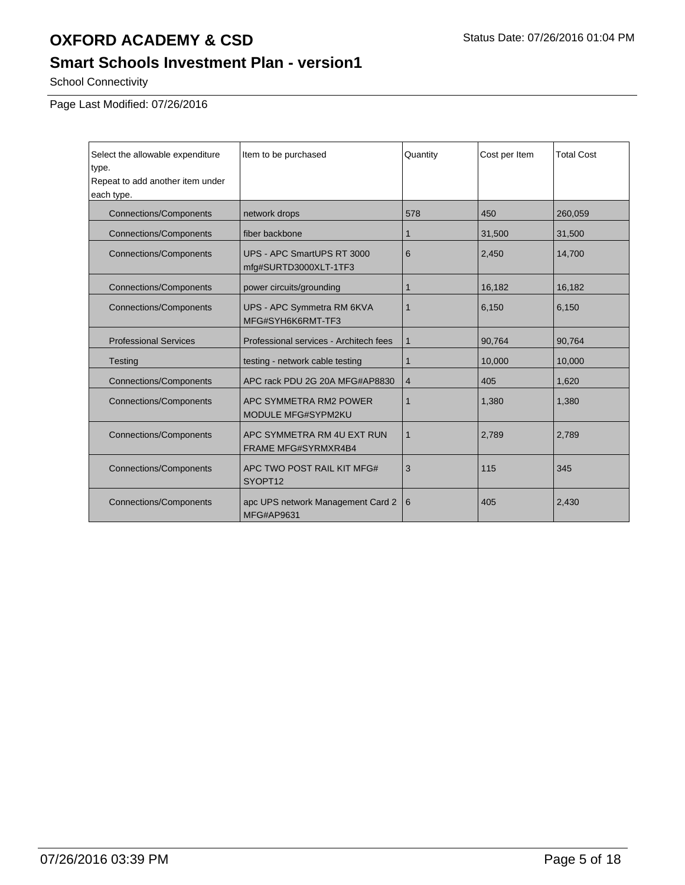# OXFORD ACADEMY & CSD

Status Date: 07/26/2016 01:04 PM

## Smart Schools Investment Plan - version1

School Connectivity

Page Last Modified: 07/26/2016

| Select the allowable expenditure type. Repeat to add another item under each type. | Item to be purchased | Quantity | Cost per Item | Total Cost |
|---|---|---|---|---|
| Connections/Components | network drops | 578 | 450 | 260,059 |
| Connections/Components | fiber backbone | 1 | 31,500 | 31,500 |
| Connections/Components | UPS - APC SmartUPS RT 3000 mfg#SURTD3000XLT-1TF3 | 6 | 2,450 | 14,700 |
| Connections/Components | power circuits/grounding | 1 | 16,182 | 16,182 |
| Connections/Components | UPS - APC Symmetra RM 6KVA MFG#SYH6K6RMT-TF3 | 1 | 6,150 | 6,150 |
| Professional Services | Professional services - Architech fees | 1 | 90,764 | 90,764 |
| Testing | testing - network cable testing | 1 | 10,000 | 10,000 |
| Connections/Components | APC rack PDU 2G 20A MFG#AP8830 | 4 | 405 | 1,620 |
| Connections/Components | APC SYMMETRA RM2 POWER MODULE MFG#SYPM2KU | 1 | 1,380 | 1,380 |
| Connections/Components | APC SYMMETRA RM 4U EXT RUN FRAME MFG#SYRMXR4B4 | 1 | 2,789 | 2,789 |
| Connections/Components | APC TWO POST RAIL KIT MFG# SYOPT12 | 3 | 115 | 345 |
| Connections/Components | apc UPS network Management Card 2 MFG#AP9631 | 6 | 405 | 2,430 |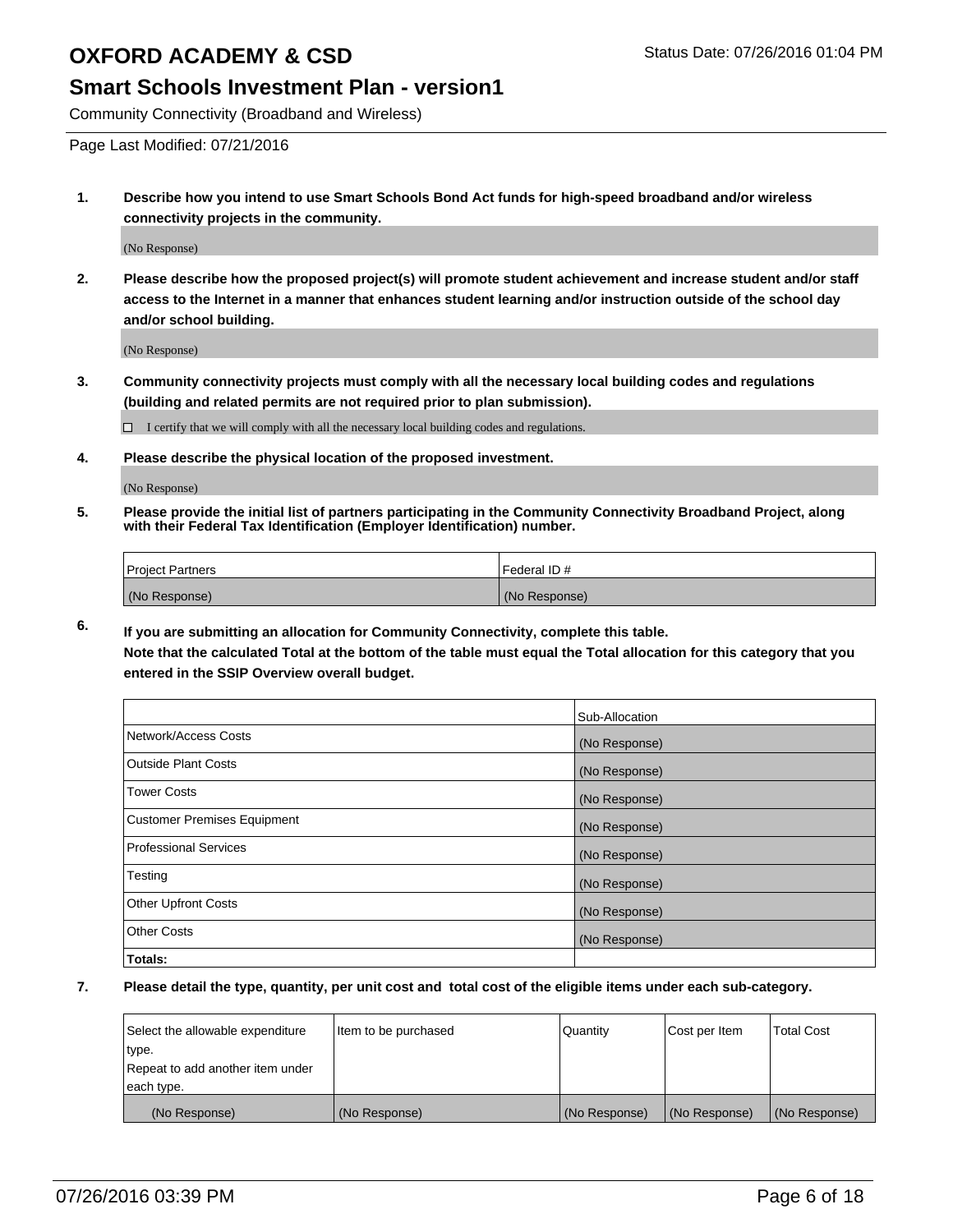# OXFORD ACADEMY & CSD

Status Date: 07/26/2016 01:04 PM

## Smart Schools Investment Plan - version1

Community Connectivity (Broadband and Wireless)

Page Last Modified: 07/21/2016

**1. Describe how you intend to use Smart Schools Bond Act funds for high-speed broadband and/or wireless connectivity projects in the community.**

(No Response)

**2. Please describe how the proposed project(s) will promote student achievement and increase student and/or staff access to the Internet in a manner that enhances student learning and/or instruction outside of the school day and/or school building.**

(No Response)

**3. Community connectivity projects must comply with all the necessary local building codes and regulations (building and related permits are not required prior to plan submission).**

☐ I certify that we will comply with all the necessary local building codes and regulations.

**4. Please describe the physical location of the proposed investment.**

(No Response)

**5. Please provide the initial list of partners participating in the Community Connectivity Broadband Project, along with their Federal Tax Identification (Employer Identification) number.**

| Project Partners | Federal ID # |
|---|---|
| (No Response) | (No Response) |

**6. If you are submitting an allocation for Community Connectivity, complete this table.**
**Note that the calculated Total at the bottom of the table must equal the Total allocation for this category that you entered in the SSIP Overview overall budget.**

| | Sub-Allocation |
|---|---|
| Network/Access Costs | (No Response) |
| Outside Plant Costs | (No Response) |
| Tower Costs | (No Response) |
| Customer Premises Equipment | (No Response) |
| Professional Services | (No Response) |
| Testing | (No Response) |
| Other Upfront Costs | (No Response) |
| Other Costs | (No Response) |
| **Totals:** | |

**7. Please detail the type, quantity, per unit cost and total cost of the eligible items under each sub-category.**

| Select the allowable expenditure type. Repeat to add another item under each type. | Item to be purchased | Quantity | Cost per Item | Total Cost |
|---|---|---|---|---|
| (No Response) | (No Response) | (No Response) | (No Response) | (No Response) |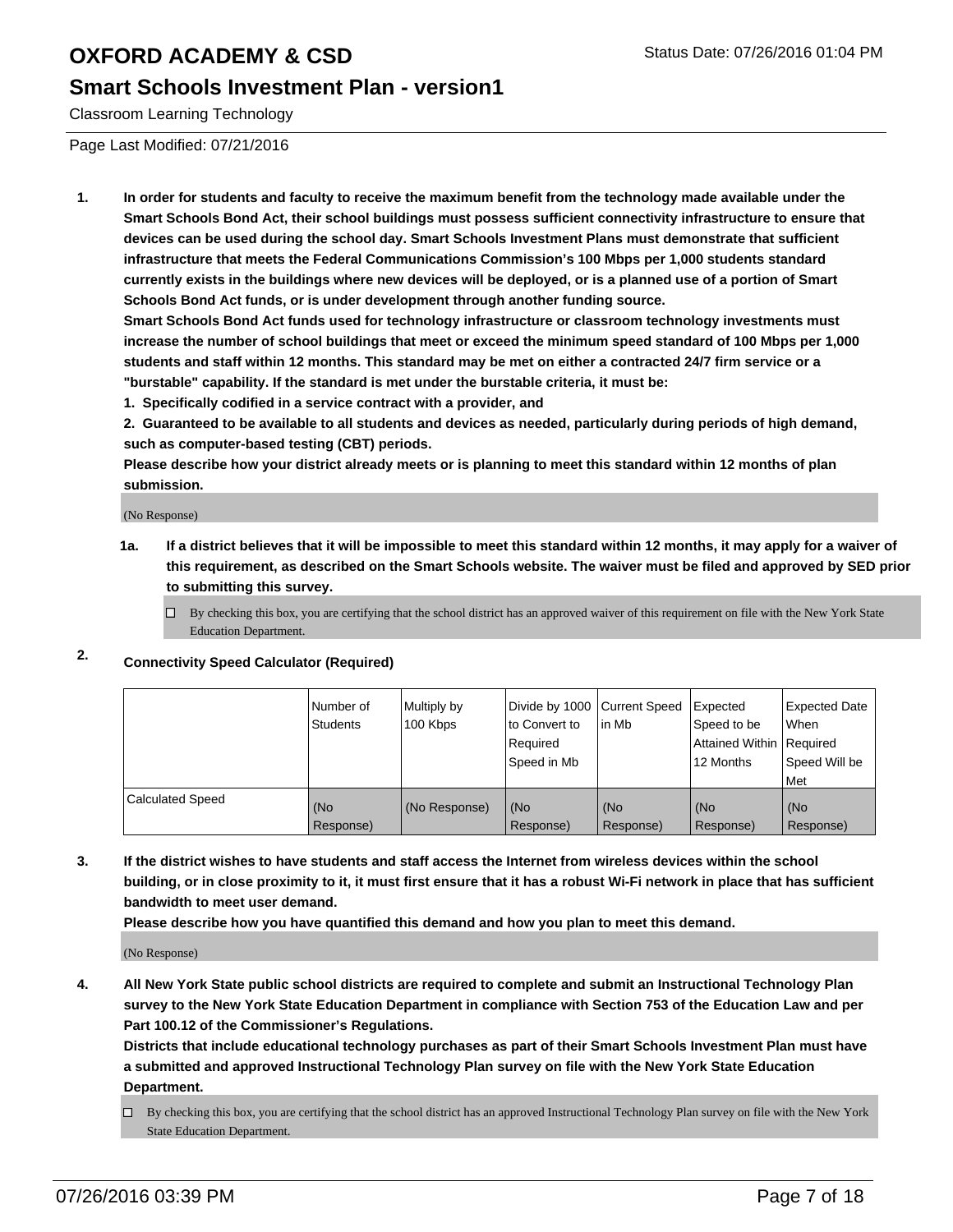Classroom Learning Technology

Page Last Modified: 07/21/2016

1. **In order for students and faculty to receive the maximum benefit from the technology made available under the Smart Schools Bond Act, their school buildings must possess sufficient connectivity infrastructure to ensure that devices can be used during the school day. Smart Schools Investment Plans must demonstrate that sufficient infrastructure that meets the Federal Communications Commission's 100 Mbps per 1,000 students standard currently exists in the buildings where new devices will be deployed, or is a planned use of a portion of Smart Schools Bond Act funds, or is under development through another funding source.**
   **Smart Schools Bond Act funds used for technology infrastructure or classroom technology investments must increase the number of school buildings that meet or exceed the minimum speed standard of 100 Mbps per 1,000 students and staff within 12 months. This standard may be met on either a contracted 24/7 firm service or a "burstable" capability. If the standard is met under the burstable criteria, it must be:**
   **1. Specifically codified in a service contract with a provider, and**
   **2. Guaranteed to be available to all students and devices as needed, particularly during periods of high demand, such as computer-based testing (CBT) periods.**
   **Please describe how your district already meets or is planning to meet this standard within 12 months of plan submission.**

   (No Response)

   **1a. If a district believes that it will be impossible to meet this standard within 12 months, it may apply for a waiver of this requirement, as described on the Smart Schools website. The waiver must be filed and approved by SED prior to submitting this survey.**

   ☐ By checking this box, you are certifying that the school district has an approved waiver of this requirement on file with the New York State Education Department.

2. **Connectivity Speed Calculator (Required)**

| | Number of Students | Multiply by 100 Kbps | Divide by 1000 to Convert to Required Speed in Mb | Current Speed in Mb | Expected Speed to be Attained Within 12 Months | Expected Date When Required Speed Will be Met |
|---|---|---|---|---|---|---|
| Calculated Speed | (No Response) | (No Response) | (No Response) | (No Response) | (No Response) | (No Response) |

3. **If the district wishes to have students and staff access the Internet from wireless devices within the school building, or in close proximity to it, it must first ensure that it has a robust Wi-Fi network in place that has sufficient bandwidth to meet user demand.**
   **Please describe how you have quantified this demand and how you plan to meet this demand.**

   (No Response)

4. **All New York State public school districts are required to complete and submit an Instructional Technology Plan survey to the New York State Education Department in compliance with Section 753 of the Education Law and per Part 100.12 of the Commissioner's Regulations.**
   **Districts that include educational technology purchases as part of their Smart Schools Investment Plan must have a submitted and approved Instructional Technology Plan survey on file with the New York State Education Department.**

   ☐ By checking this box, you are certifying that the school district has an approved Instructional Technology Plan survey on file with the New York State Education Department.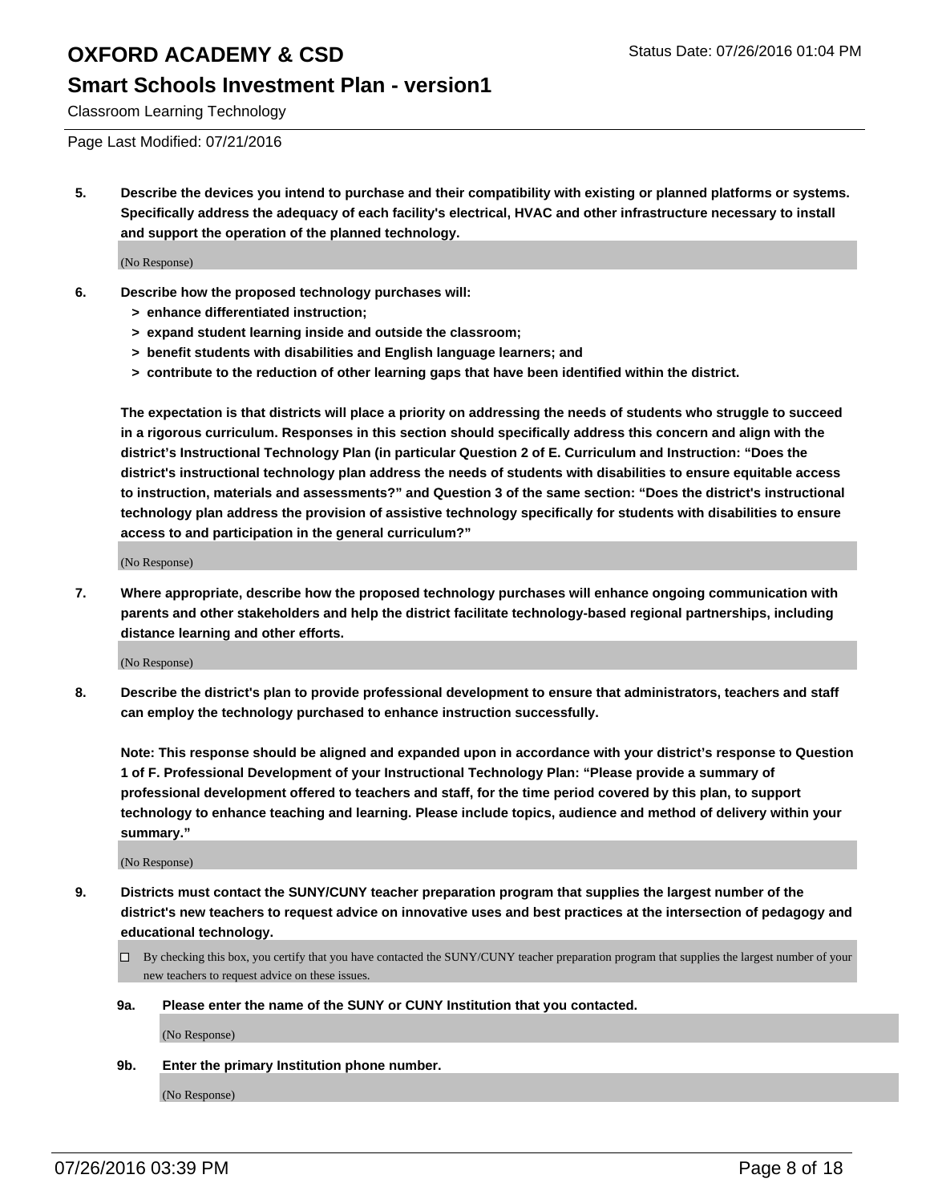# OXFORD ACADEMY & CSD

Status Date: 07/26/2016 01:04 PM

## Smart Schools Investment Plan - version1

Classroom Learning Technology

Page Last Modified: 07/21/2016

**5. Describe the devices you intend to purchase and their compatibility with existing or planned platforms or systems. Specifically address the adequacy of each facility's electrical, HVAC and other infrastructure necessary to install and support the operation of the planned technology.**

(No Response)

**6. Describe how the proposed technology purchases will:**

- **> enhance differentiated instruction;**
- **> expand student learning inside and outside the classroom;**
- **> benefit students with disabilities and English language learners; and**
- **> contribute to the reduction of other learning gaps that have been identified within the district.**

**The expectation is that districts will place a priority on addressing the needs of students who struggle to succeed in a rigorous curriculum. Responses in this section should specifically address this concern and align with the district's Instructional Technology Plan (in particular Question 2 of E. Curriculum and Instruction: "Does the district's instructional technology plan address the needs of students with disabilities to ensure equitable access to instruction, materials and assessments?" and Question 3 of the same section: "Does the district's instructional technology plan address the provision of assistive technology specifically for students with disabilities to ensure access to and participation in the general curriculum?"**

(No Response)

**7. Where appropriate, describe how the proposed technology purchases will enhance ongoing communication with parents and other stakeholders and help the district facilitate technology-based regional partnerships, including distance learning and other efforts.**

(No Response)

**8. Describe the district's plan to provide professional development to ensure that administrators, teachers and staff can employ the technology purchased to enhance instruction successfully.**

**Note: This response should be aligned and expanded upon in accordance with your district's response to Question 1 of F. Professional Development of your Instructional Technology Plan: "Please provide a summary of professional development offered to teachers and staff, for the time period covered by this plan, to support technology to enhance teaching and learning. Please include topics, audience and method of delivery within your summary."**

(No Response)

**9. Districts must contact the SUNY/CUNY teacher preparation program that supplies the largest number of the district's new teachers to request advice on innovative uses and best practices at the intersection of pedagogy and educational technology.**

☐ By checking this box, you certify that you have contacted the SUNY/CUNY teacher preparation program that supplies the largest number of your new teachers to request advice on these issues.

**9a. Please enter the name of the SUNY or CUNY Institution that you contacted.**

(No Response)

**9b. Enter the primary Institution phone number.**

(No Response)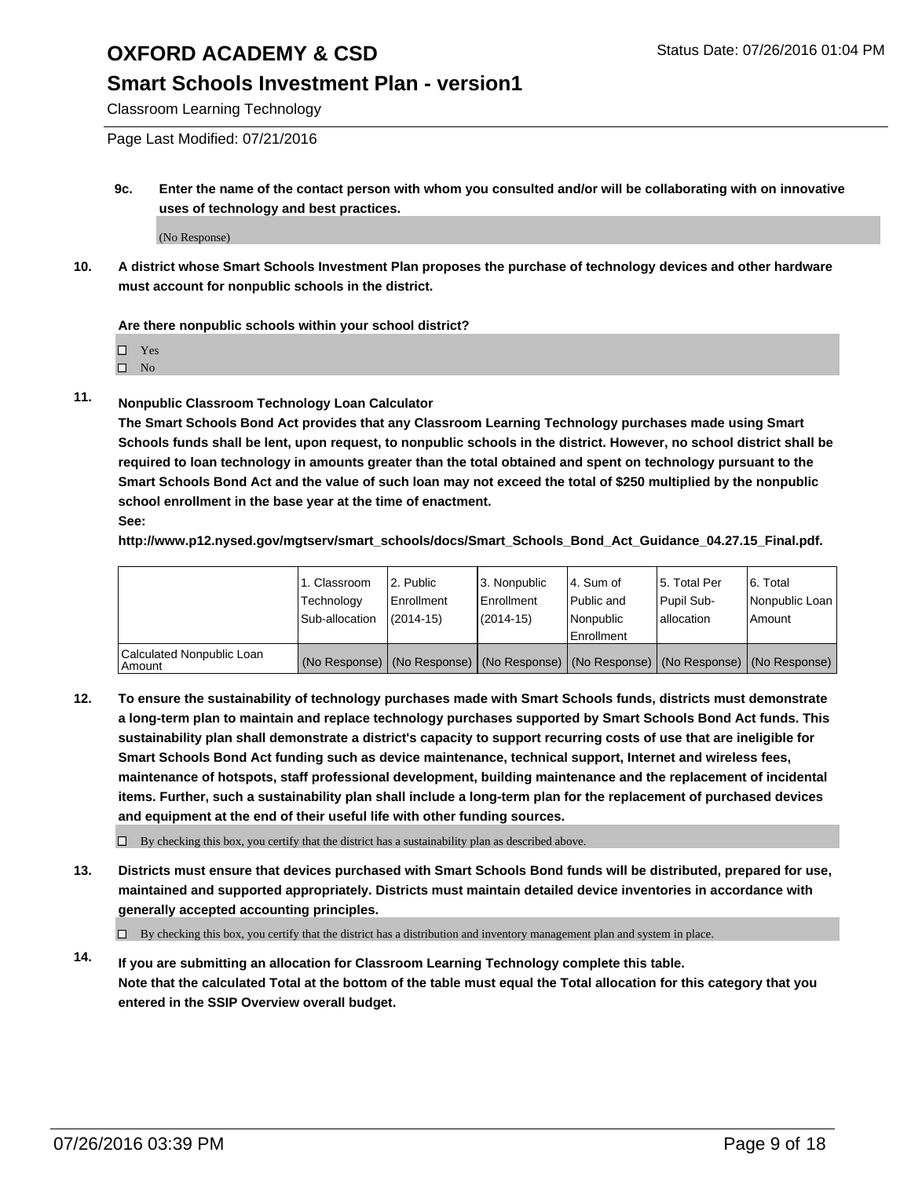**9c. Enter the name of the contact person with whom you consulted and/or will be collaborating with on innovative uses of technology and best practices.**

(No Response)

**10. A district whose Smart Schools Investment Plan proposes the purchase of technology devices and other hardware must account for nonpublic schools in the district.**

**Are there nonpublic schools within your school district?**

☐ Yes
☐ No

**11. Nonpublic Classroom Technology Loan Calculator**

**The Smart Schools Bond Act provides that any Classroom Learning Technology purchases made using Smart Schools funds shall be lent, upon request, to nonpublic schools in the district. However, no school district shall be required to loan technology in amounts greater than the total obtained and spent on technology pursuant to the Smart Schools Bond Act and the value of such loan may not exceed the total of $250 multiplied by the nonpublic school enrollment in the base year at the time of enactment.**

**See:**

**http://www.p12.nysed.gov/mgtserv/smart_schools/docs/Smart_Schools_Bond_Act_Guidance_04.27.15_Final.pdf.**

| | 1. Classroom Technology Sub-allocation | 2. Public Enrollment (2014-15) | 3. Nonpublic Enrollment (2014-15) | 4. Sum of Public and Nonpublic Enrollment | 5. Total Per Pupil Sub-allocation | 6. Total Nonpublic Loan Amount |
|---|---|---|---|---|---|---|
| Calculated Nonpublic Loan Amount | (No Response) | (No Response) | (No Response) | (No Response) | (No Response) | (No Response) |

**12. To ensure the sustainability of technology purchases made with Smart Schools funds, districts must demonstrate a long-term plan to maintain and replace technology purchases supported by Smart Schools Bond Act funds. This sustainability plan shall demonstrate a district's capacity to support recurring costs of use that are ineligible for Smart Schools Bond Act funding such as device maintenance, technical support, Internet and wireless fees, maintenance of hotspots, staff professional development, building maintenance and the replacement of incidental items. Further, such a sustainability plan shall include a long-term plan for the replacement of purchased devices and equipment at the end of their useful life with other funding sources.**

☐ By checking this box, you certify that the district has a sustainability plan as described above.

**13. Districts must ensure that devices purchased with Smart Schools Bond funds will be distributed, prepared for use, maintained and supported appropriately. Districts must maintain detailed device inventories in accordance with generally accepted accounting principles.**

☐ By checking this box, you certify that the district has a distribution and inventory management plan and system in place.

**14. If you are submitting an allocation for Classroom Learning Technology complete this table. Note that the calculated Total at the bottom of the table must equal the Total allocation for this category that you entered in the SSIP Overview overall budget.**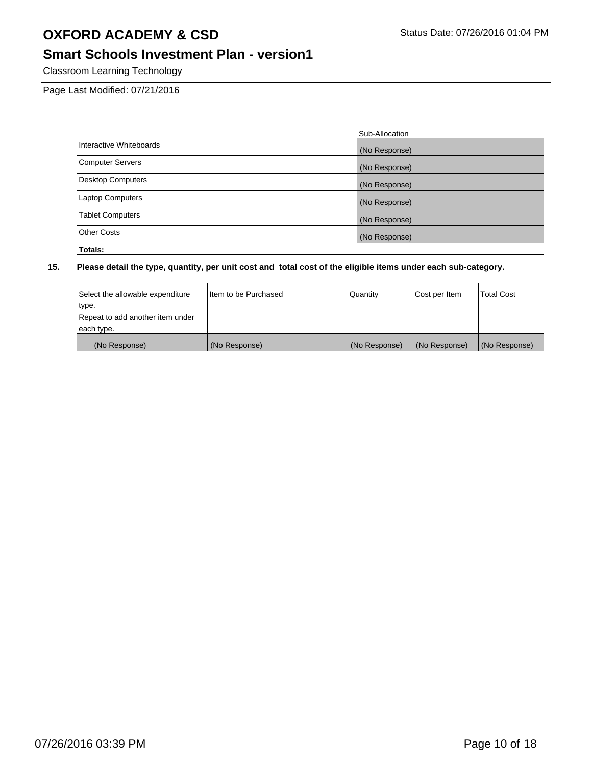# OXFORD ACADEMY & CSD

Status Date: 07/26/2016 01:04 PM

## Smart Schools Investment Plan - version1

Classroom Learning Technology

Page Last Modified: 07/21/2016

| | Sub-Allocation |
|---|---|
| Interactive Whiteboards | (No Response) |
| Computer Servers | (No Response) |
| Desktop Computers | (No Response) |
| Laptop Computers | (No Response) |
| Tablet Computers | (No Response) |
| Other Costs | (No Response) |
| **Totals:** | |

**15. Please detail the type, quantity, per unit cost and total cost of the eligible items under each sub-category.**

| Select the allowable expenditure type. Repeat to add another item under each type. | Item to be Purchased | Quantity | Cost per Item | Total Cost |
|---|---|---|---|---|
| (No Response) | (No Response) | (No Response) | (No Response) | (No Response) |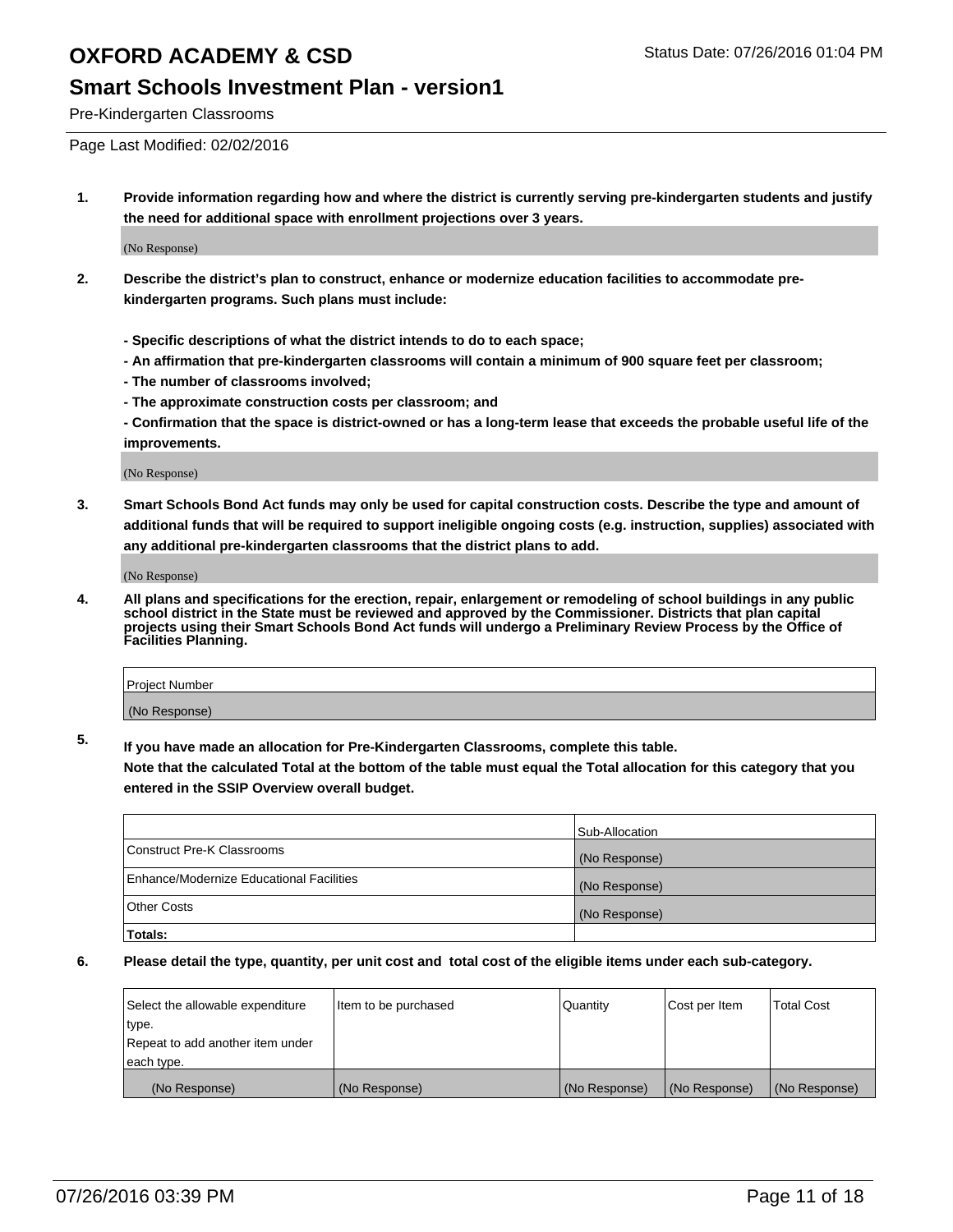# OXFORD ACADEMY & CSD

## Smart Schools Investment Plan - version1

Pre-Kindergarten Classrooms

Page Last Modified: 02/02/2016

**1. Provide information regarding how and where the district is currently serving pre-kindergarten students and justify the need for additional space with enrollment projections over 3 years.**

(No Response)

**2. Describe the district's plan to construct, enhance or modernize education facilities to accommodate pre-kindergarten programs. Such plans must include:**

**- Specific descriptions of what the district intends to do to each space;**
**- An affirmation that pre-kindergarten classrooms will contain a minimum of 900 square feet per classroom;**
**- The number of classrooms involved;**
**- The approximate construction costs per classroom; and**
**- Confirmation that the space is district-owned or has a long-term lease that exceeds the probable useful life of the improvements.**

(No Response)

**3. Smart Schools Bond Act funds may only be used for capital construction costs. Describe the type and amount of additional funds that will be required to support ineligible ongoing costs (e.g. instruction, supplies) associated with any additional pre-kindergarten classrooms that the district plans to add.**

(No Response)

**4. All plans and specifications for the erection, repair, enlargement or remodeling of school buildings in any public school district in the State must be reviewed and approved by the Commissioner. Districts that plan capital projects using their Smart Schools Bond Act funds will undergo a Preliminary Review Process by the Office of Facilities Planning.**

| Project Number |
| --- |
| (No Response) |

**5. If you have made an allocation for Pre-Kindergarten Classrooms, complete this table.**
**Note that the calculated Total at the bottom of the table must equal the Total allocation for this category that you entered in the SSIP Overview overall budget.**

| | Sub-Allocation |
| --- | --- |
| Construct Pre-K Classrooms | (No Response) |
| Enhance/Modernize Educational Facilities | (No Response) |
| Other Costs | (No Response) |
| **Totals:** | |

**6. Please detail the type, quantity, per unit cost and total cost of the eligible items under each sub-category.**

| Select the allowable expenditure type. Repeat to add another item under each type. | Item to be purchased | Quantity | Cost per Item | Total Cost |
| --- | --- | --- | --- | --- |
| (No Response) | (No Response) | (No Response) | (No Response) | (No Response) |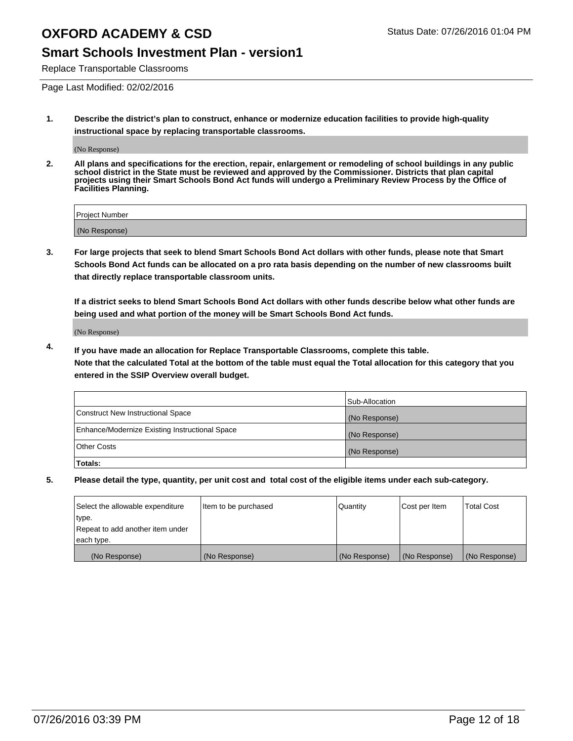# OXFORD ACADEMY & CSD

Status Date: 07/26/2016 01:04 PM

## Smart Schools Investment Plan - version1

Replace Transportable Classrooms

Page Last Modified: 02/02/2016

**1. Describe the district's plan to construct, enhance or modernize education facilities to provide high-quality instructional space by replacing transportable classrooms.**

(No Response)

**2. All plans and specifications for the erection, repair, enlargement or remodeling of school buildings in any public school district in the State must be reviewed and approved by the Commissioner. Districts that plan capital projects using their Smart Schools Bond Act funds will undergo a Preliminary Review Process by the Office of Facilities Planning.**

| Project Number |
|---|
| (No Response) |

**3. For large projects that seek to blend Smart Schools Bond Act dollars with other funds, please note that Smart Schools Bond Act funds can be allocated on a pro rata basis depending on the number of new classrooms built that directly replace transportable classroom units.**

**If a district seeks to blend Smart Schools Bond Act dollars with other funds describe below what other funds are being used and what portion of the money will be Smart Schools Bond Act funds.**

(No Response)

**4. If you have made an allocation for Replace Transportable Classrooms, complete this table. Note that the calculated Total at the bottom of the table must equal the Total allocation for this category that you entered in the SSIP Overview overall budget.**

| | Sub-Allocation |
|---|---|
| Construct New Instructional Space | (No Response) |
| Enhance/Modernize Existing Instructional Space | (No Response) |
| Other Costs | (No Response) |
| **Totals:** | |

**5. Please detail the type, quantity, per unit cost and total cost of the eligible items under each sub-category.**

| Select the allowable expenditure type. Repeat to add another item under each type. | Item to be purchased | Quantity | Cost per Item | Total Cost |
|---|---|---|---|---|
| (No Response) | (No Response) | (No Response) | (No Response) | (No Response) |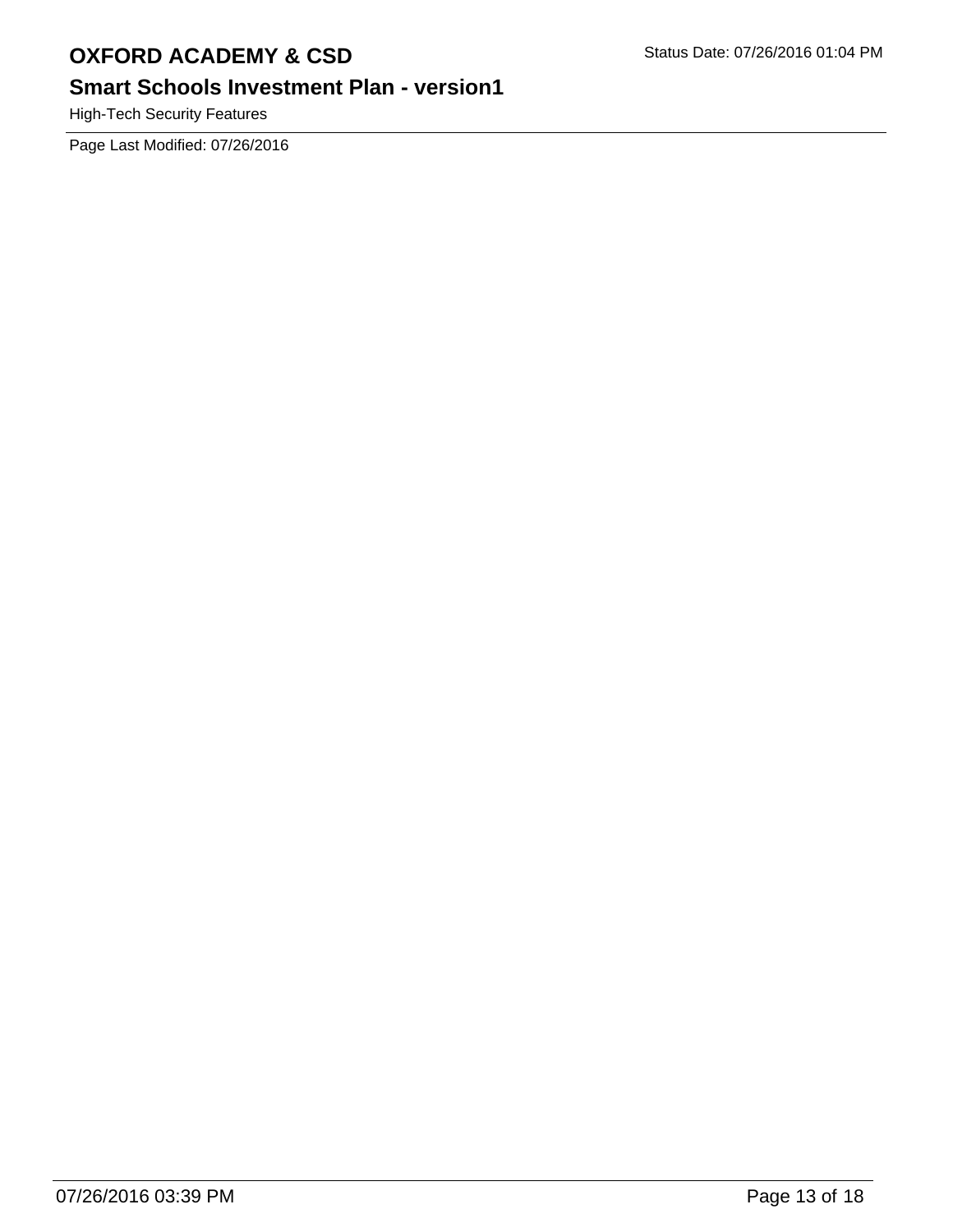High-Tech Security Features

Page Last Modified: 07/26/2016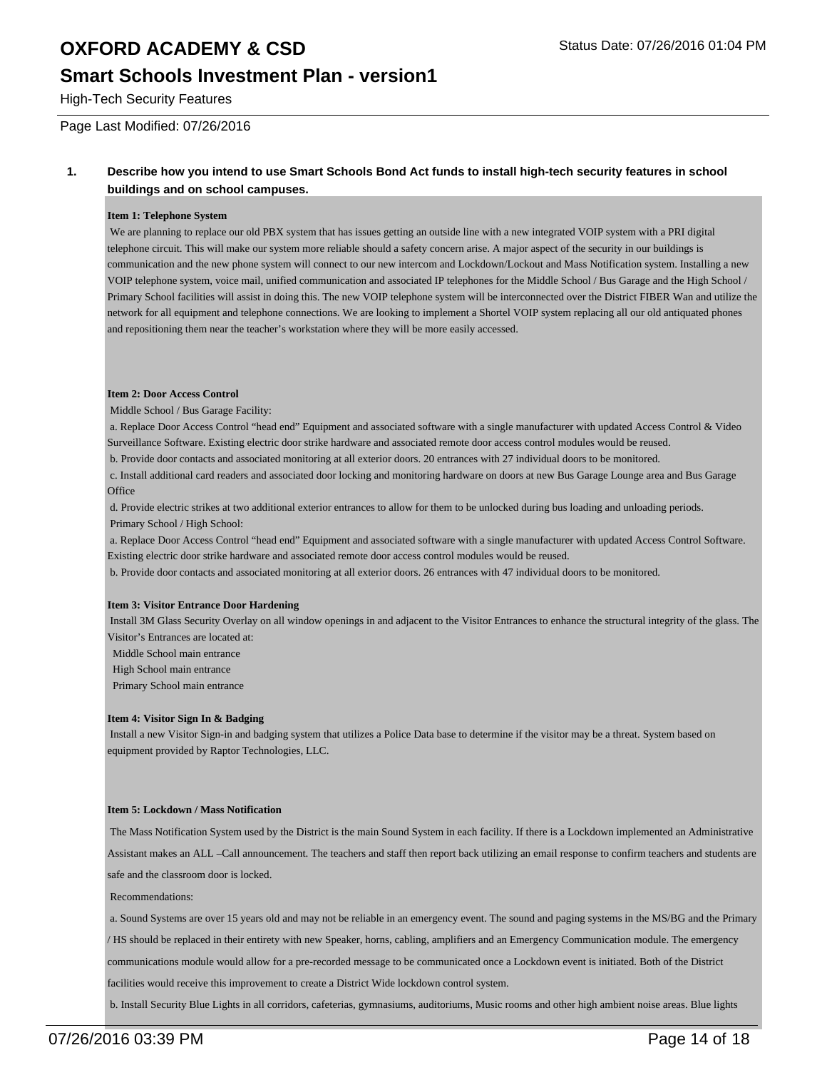**1. Describe how you intend to use Smart Schools Bond Act funds to install high-tech security features in school buildings and on school campuses.**

**Item 1: Telephone System**

We are planning to replace our old PBX system that has issues getting an outside line with a new integrated VOIP system with a PRI digital telephone circuit. This will make our system more reliable should a safety concern arise. A major aspect of the security in our buildings is communication and the new phone system will connect to our new intercom and Lockdown/Lockout and Mass Notification system. Installing a new VOIP telephone system, voice mail, unified communication and associated IP telephones for the Middle School / Bus Garage and the High School / Primary School facilities will assist in doing this. The new VOIP telephone system will be interconnected over the District FIBER Wan and utilize the network for all equipment and telephone connections. We are looking to implement a Shortel VOIP system replacing all our old antiquated phones and repositioning them near the teacher's workstation where they will be more easily accessed.

**Item 2: Door Access Control**

Middle School / Bus Garage Facility:

a. Replace Door Access Control "head end" Equipment and associated software with a single manufacturer with updated Access Control & Video Surveillance Software. Existing electric door strike hardware and associated remote door access control modules would be reused.

b. Provide door contacts and associated monitoring at all exterior doors. 20 entrances with 27 individual doors to be monitored.

c. Install additional card readers and associated door locking and monitoring hardware on doors at new Bus Garage Lounge area and Bus Garage Office

d. Provide electric strikes at two additional exterior entrances to allow for them to be unlocked during bus loading and unloading periods.

Primary School / High School:

a. Replace Door Access Control "head end" Equipment and associated software with a single manufacturer with updated Access Control Software. Existing electric door strike hardware and associated remote door access control modules would be reused.

b. Provide door contacts and associated monitoring at all exterior doors. 26 entrances with 47 individual doors to be monitored.

**Item 3: Visitor Entrance Door Hardening**

Install 3M Glass Security Overlay on all window openings in and adjacent to the Visitor Entrances to enhance the structural integrity of the glass. The Visitor's Entrances are located at:

Middle School main entrance

High School main entrance

Primary School main entrance

**Item 4: Visitor Sign In & Badging**

Install a new Visitor Sign-in and badging system that utilizes a Police Data base to determine if the visitor may be a threat. System based on equipment provided by Raptor Technologies, LLC.

**Item 5: Lockdown / Mass Notification**

The Mass Notification System used by the District is the main Sound System in each facility. If there is a Lockdown implemented an Administrative Assistant makes an ALL –Call announcement. The teachers and staff then report back utilizing an email response to confirm teachers and students are safe and the classroom door is locked.

Recommendations:

a. Sound Systems are over 15 years old and may not be reliable in an emergency event. The sound and paging systems in the MS/BG and the Primary / HS should be replaced in their entirety with new Speaker, horns, cabling, amplifiers and an Emergency Communication module. The emergency communications module would allow for a pre-recorded message to be communicated once a Lockdown event is initiated. Both of the District facilities would receive this improvement to create a District Wide lockdown control system.

b. Install Security Blue Lights in all corridors, cafeterias, gymnasiums, auditoriums, Music rooms and other high ambient noise areas. Blue lights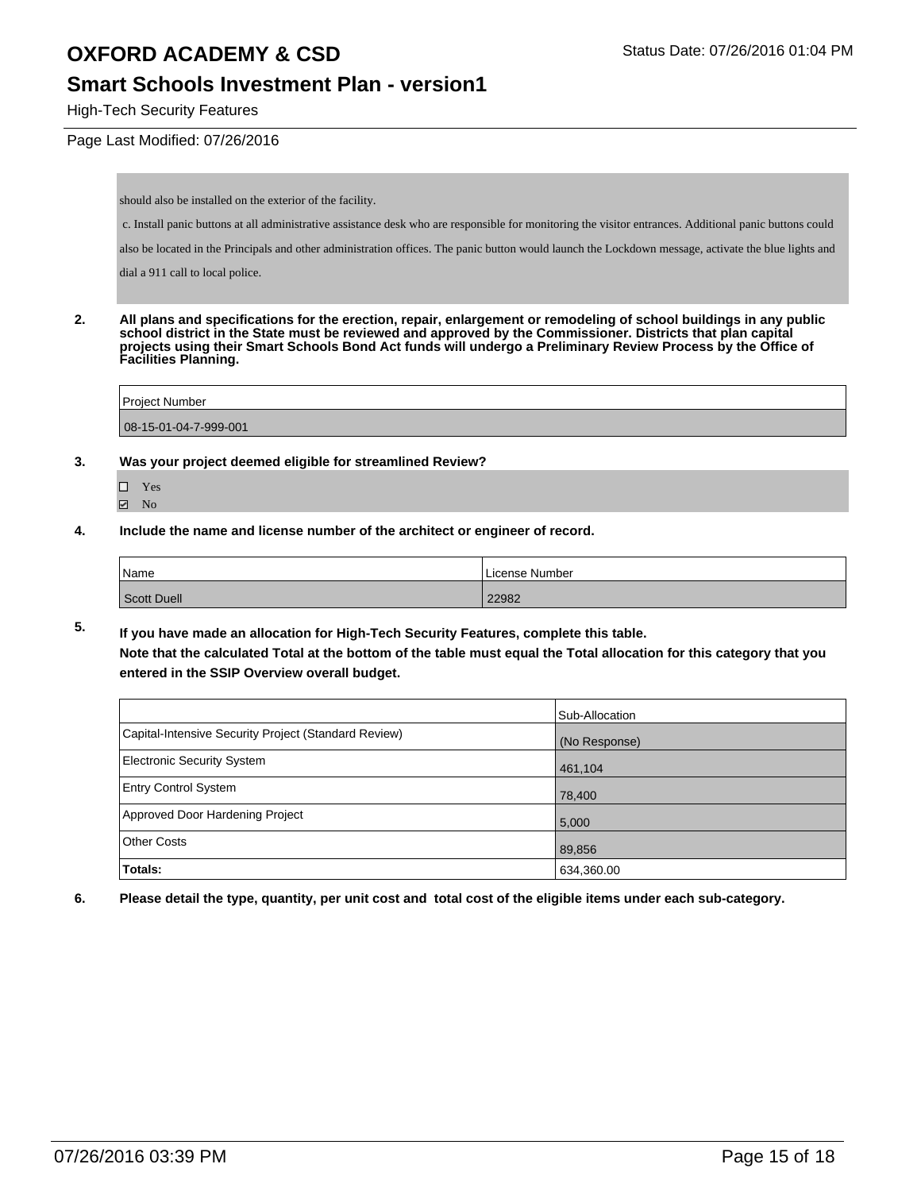should also be installed on the exterior of the facility.

c. Install panic buttons at all administrative assistance desk who are responsible for monitoring the visitor entrances. Additional panic buttons could also be located in the Principals and other administration offices. The panic button would launch the Lockdown message, activate the blue lights and dial a 911 call to local police.

**2. All plans and specifications for the erection, repair, enlargement or remodeling of school buildings in any public school district in the State must be reviewed and approved by the Commissioner. Districts that plan capital projects using their Smart Schools Bond Act funds will undergo a Preliminary Review Process by the Office of Facilities Planning.**

| Project Number |
| --- |
| 08-15-01-04-7-999-001 |

**3. Was your project deemed eligible for streamlined Review?**

- ☐ Yes
- ☑ No

**4. Include the name and license number of the architect or engineer of record.**

| Name | License Number |
| --- | --- |
| Scott Duell | 22982 |

**5. If you have made an allocation for High-Tech Security Features, complete this table.**
**Note that the calculated Total at the bottom of the table must equal the Total allocation for this category that you entered in the SSIP Overview overall budget.**

| | Sub-Allocation |
| --- | --- |
| Capital-Intensive Security Project (Standard Review) | (No Response) |
| Electronic Security System | 461,104 |
| Entry Control System | 78,400 |
| Approved Door Hardening Project | 5,000 |
| Other Costs | 89,856 |
| **Totals:** | 634,360.00 |

**6. Please detail the type, quantity, per unit cost and total cost of the eligible items under each sub-category.**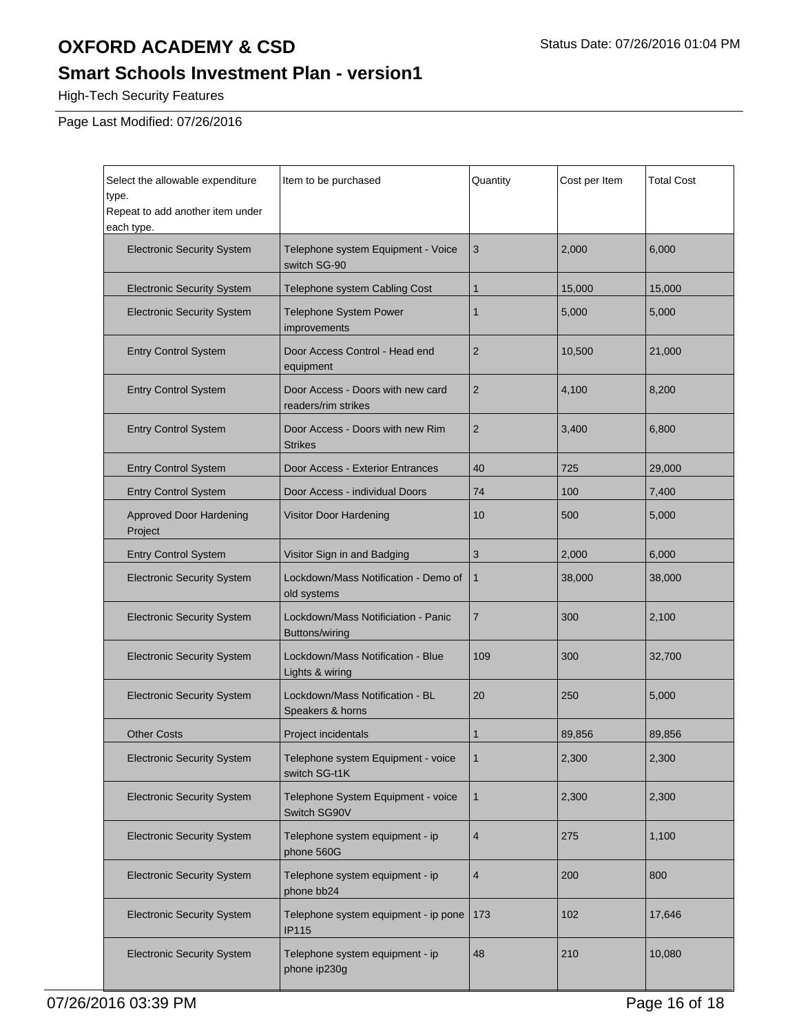# OXFORD ACADEMY & CSD

## Smart Schools Investment Plan - version1

High-Tech Security Features

Status Date: 07/26/2016 01:04 PM

Page Last Modified: 07/26/2016

| Select the allowable expenditure type. Repeat to add another item under each type. | Item to be purchased | Quantity | Cost per Item | Total Cost |
|---|---|---|---|---|
| Electronic Security System | Telephone system Equipment - Voice switch SG-90 | 3 | 2,000 | 6,000 |
| Electronic Security System | Telephone system Cabling Cost | 1 | 15,000 | 15,000 |
| Electronic Security System | Telephone System Power improvements | 1 | 5,000 | 5,000 |
| Entry Control System | Door Access Control - Head end equipment | 2 | 10,500 | 21,000 |
| Entry Control System | Door Access - Doors with new card readers/rim strikes | 2 | 4,100 | 8,200 |
| Entry Control System | Door Access - Doors with new Rim Strikes | 2 | 3,400 | 6,800 |
| Entry Control System | Door Access - Exterior Entrances | 40 | 725 | 29,000 |
| Entry Control System | Door Access - individual Doors | 74 | 100 | 7,400 |
| Approved Door Hardening Project | Visitor Door Hardening | 10 | 500 | 5,000 |
| Entry Control System | Visitor Sign in and Badging | 3 | 2,000 | 6,000 |
| Electronic Security System | Lockdown/Mass Notification - Demo of old systems | 1 | 38,000 | 38,000 |
| Electronic Security System | Lockdown/Mass Notificiation - Panic Buttons/wiring | 7 | 300 | 2,100 |
| Electronic Security System | Lockdown/Mass Notification - Blue Lights & wiring | 109 | 300 | 32,700 |
| Electronic Security System | Lockdown/Mass Notification - BL Speakers & horns | 20 | 250 | 5,000 |
| Other Costs | Project incidentals | 1 | 89,856 | 89,856 |
| Electronic Security System | Telephone system Equipment - voice switch SG-t1K | 1 | 2,300 | 2,300 |
| Electronic Security System | Telephone System Equipment - voice Switch SG90V | 1 | 2,300 | 2,300 |
| Electronic Security System | Telephone system equipment - ip phone 560G | 4 | 275 | 1,100 |
| Electronic Security System | Telephone system equipment - ip phone bb24 | 4 | 200 | 800 |
| Electronic Security System | Telephone system equipment - ip pone IP115 | 173 | 102 | 17,646 |
| Electronic Security System | Telephone system equipment - ip phone ip230g | 48 | 210 | 10,080 |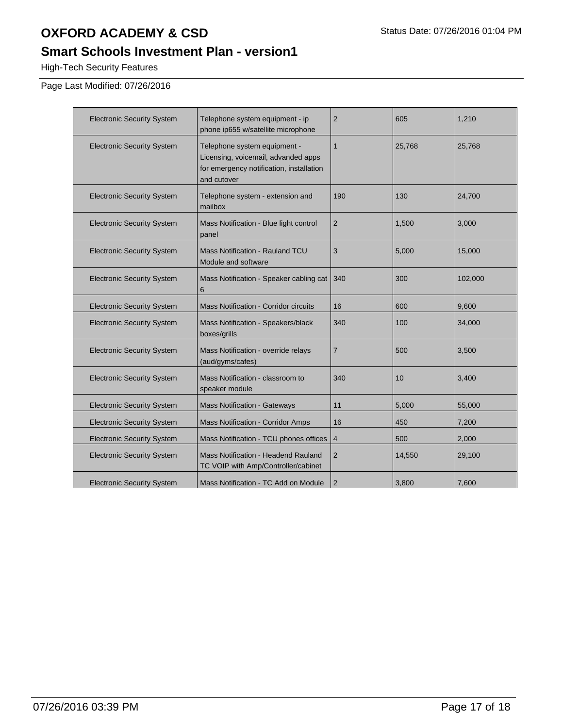# OXFORD ACADEMY & CSD

## Smart Schools Investment Plan - version1

High-Tech Security Features

Page Last Modified: 07/26/2016

| | | | | |
|---|---|---|---|---|
| Electronic Security System | Telephone system equipment - ip phone ip655 w/satellite microphone | 2 | 605 | 1,210 |
| Electronic Security System | Telephone system equipment - Licensing, voicemail, advanded apps for emergency notification, installation and cutover | 1 | 25,768 | 25,768 |
| Electronic Security System | Telephone system - extension and mailbox | 190 | 130 | 24,700 |
| Electronic Security System | Mass Notification - Blue light control panel | 2 | 1,500 | 3,000 |
| Electronic Security System | Mass Notification - Rauland TCU Module and software | 3 | 5,000 | 15,000 |
| Electronic Security System | Mass Notification - Speaker cabling cat 6 | 340 | 300 | 102,000 |
| Electronic Security System | Mass Notification - Corridor circuits | 16 | 600 | 9,600 |
| Electronic Security System | Mass Notification - Speakers/black boxes/grills | 340 | 100 | 34,000 |
| Electronic Security System | Mass Notification - override relays (aud/gyms/cafes) | 7 | 500 | 3,500 |
| Electronic Security System | Mass Notification - classroom to speaker module | 340 | 10 | 3,400 |
| Electronic Security System | Mass Notification - Gateways | 11 | 5,000 | 55,000 |
| Electronic Security System | Mass Notification - Corridor Amps | 16 | 450 | 7,200 |
| Electronic Security System | Mass Notification - TCU phones offices | 4 | 500 | 2,000 |
| Electronic Security System | Mass Notification - Headend Rauland TC VOIP with Amp/Controller/cabinet | 2 | 14,550 | 29,100 |
| Electronic Security System | Mass Notification - TC Add on Module | 2 | 3,800 | 7,600 |